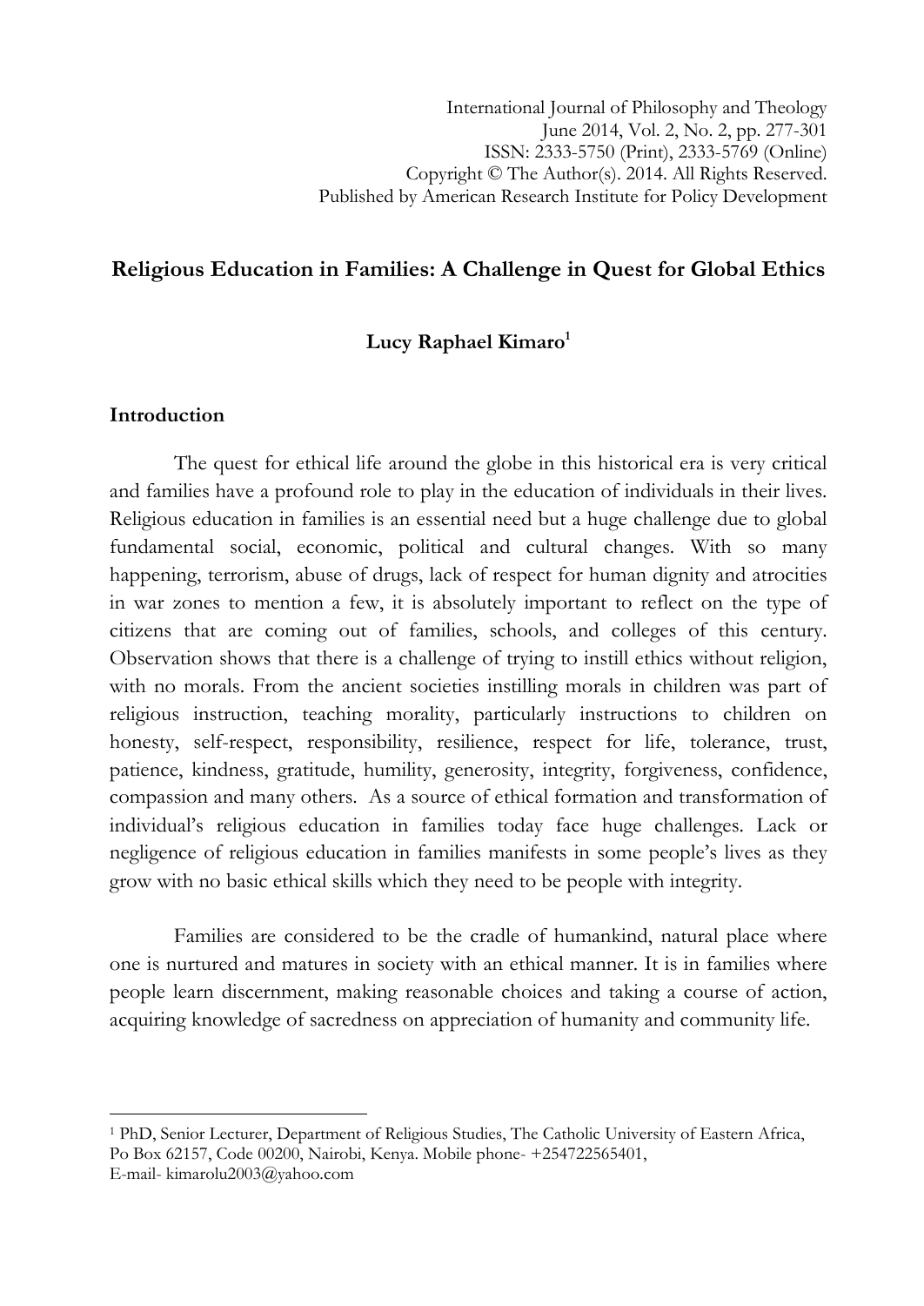# Religious Education in Families: A Challenge in Quest for Global Ethics

**Lucy Raphael Kimaro[1]**

## Introduction

The quest for ethical life around the globe in this historical era is very critical and families have a profound role to play in the education of individuals in their lives. Religious education in families is an essential need but a huge challenge due to global fundamental social, economic, political and cultural changes. With so many happening, terrorism, abuse of drugs, lack of respect for human dignity and atrocities in war zones to mention a few, it is absolutely important to reflect on the type of citizens that are coming out of families, schools, and colleges of this century. Observation shows that there is a challenge of trying to instill ethics without religion, with no morals. From the ancient societies instilling morals in children was part of religious instruction, teaching morality, particularly instructions to children on honesty, self-respect, responsibility, resilience, respect for life, tolerance, trust, patience, kindness, gratitude, humility, generosity, integrity, forgiveness, confidence, compassion and many others. As a source of ethical formation and transformation of individual's religious education in families today face huge challenges. Lack or negligence of religious education in families manifests in some people's lives as they grow with no basic ethical skills which they need to be people with integrity.

Families are considered to be the cradle of humankind, natural place where one is nurtured and matures in society with an ethical manner. It is in families where people learn discernment, making reasonable choices and taking a course of action, acquiring knowledge of sacredness on appreciation of humanity and community life.

---

[1] PhD, Senior Lecturer, Department of Religious Studies, The Catholic University of Eastern Africa, Po Box 62157, Code 00200, Nairobi, Kenya. Mobile phone- +254722565401, E-mail- kimarolu2003@yahoo.com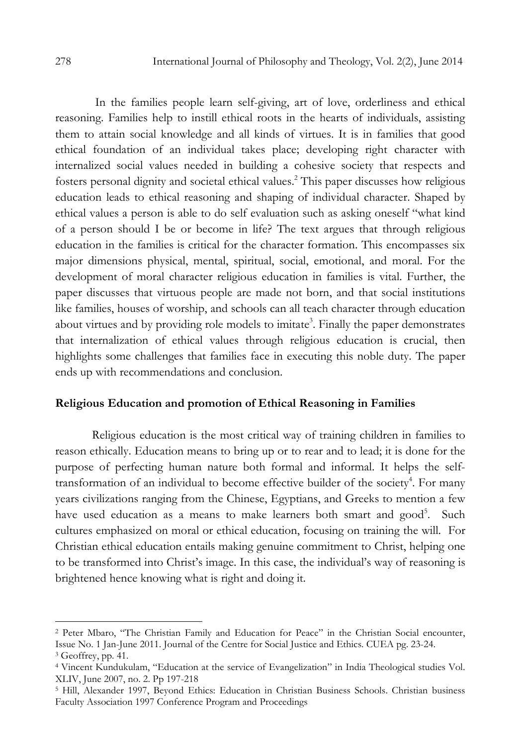In the families people learn self-giving, art of love, orderliness and ethical reasoning. Families help to instill ethical roots in the hearts of individuals, assisting them to attain social knowledge and all kinds of virtues. It is in families that good ethical foundation of an individual takes place; developing right character with internalized social values needed in building a cohesive society that respects and fosters personal dignity and societal ethical values.[2] This paper discusses how religious education leads to ethical reasoning and shaping of individual character. Shaped by ethical values a person is able to do self evaluation such as asking oneself "what kind of a person should I be or become in life? The text argues that through religious education in the families is critical for the character formation. This encompasses six major dimensions physical, mental, spiritual, social, emotional, and moral. For the development of moral character religious education in families is vital. Further, the paper discusses that virtuous people are made not born, and that social institutions like families, houses of worship, and schools can all teach character through education about virtues and by providing role models to imitate[3]. Finally the paper demonstrates that internalization of ethical values through religious education is crucial, then highlights some challenges that families face in executing this noble duty. The paper ends up with recommendations and conclusion.

## Religious Education and promotion of Ethical Reasoning in Families

Religious education is the most critical way of training children in families to reason ethically. Education means to bring up or to rear and to lead; it is done for the purpose of perfecting human nature both formal and informal. It helps the self-transformation of an individual to become effective builder of the society[4]. For many years civilizations ranging from the Chinese, Egyptians, and Greeks to mention a few have used education as a means to make learners both smart and good[5]. Such cultures emphasized on moral or ethical education, focusing on training the will. For Christian ethical education entails making genuine commitment to Christ, helping one to be transformed into Christ's image. In this case, the individual's way of reasoning is brightened hence knowing what is right and doing it.

---

[2] Peter Mbaro, "The Christian Family and Education for Peace" in the Christian Social encounter, Issue No. 1 Jan-June 2011. Journal of the Centre for Social Justice and Ethics. CUEA pg. 23-24.

[3] Geoffrey, pp. 41.

[4] Vincent Kundukulam, "Education at the service of Evangelization" in India Theological studies Vol. XLIV, June 2007, no. 2. Pp 197-218

[5] Hill, Alexander 1997, Beyond Ethics: Education in Christian Business Schools. Christian business Faculty Association 1997 Conference Program and Proceedings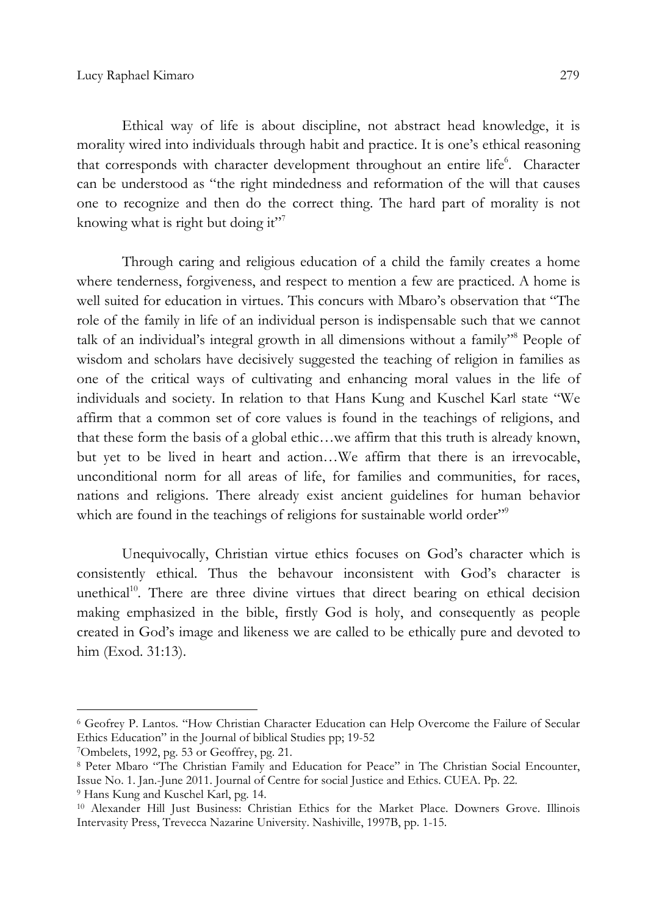Ethical way of life is about discipline, not abstract head knowledge, it is morality wired into individuals through habit and practice. It is one's ethical reasoning that corresponds with character development throughout an entire life[6]. Character can be understood as "the right mindedness and reformation of the will that causes one to recognize and then do the correct thing. The hard part of morality is not knowing what is right but doing it"[7]

Through caring and religious education of a child the family creates a home where tenderness, forgiveness, and respect to mention a few are practiced. A home is well suited for education in virtues. This concurs with Mbaro's observation that "The role of the family in life of an individual person is indispensable such that we cannot talk of an individual's integral growth in all dimensions without a family"[8] People of wisdom and scholars have decisively suggested the teaching of religion in families as one of the critical ways of cultivating and enhancing moral values in the life of individuals and society. In relation to that Hans Kung and Kuschel Karl state "We affirm that a common set of core values is found in the teachings of religions, and that these form the basis of a global ethic…we affirm that this truth is already known, but yet to be lived in heart and action…We affirm that there is an irrevocable, unconditional norm for all areas of life, for families and communities, for races, nations and religions. There already exist ancient guidelines for human behavior which are found in the teachings of religions for sustainable world order"[9]

Unequivocally, Christian virtue ethics focuses on God's character which is consistently ethical. Thus the behavour inconsistent with God's character is unethical[10]. There are three divine virtues that direct bearing on ethical decision making emphasized in the bible, firstly God is holy, and consequently as people created in God's image and likeness we are called to be ethically pure and devoted to him (Exod. 31:13).

---

[6] Geofrey P. Lantos. "How Christian Character Education can Help Overcome the Failure of Secular Ethics Education" in the Journal of biblical Studies pp; 19-52

[7] Ombelets, 1992, pg. 53 or Geoffrey, pg. 21.

[8] Peter Mbaro "The Christian Family and Education for Peace" in The Christian Social Encounter, Issue No. 1. Jan.-June 2011. Journal of Centre for social Justice and Ethics. CUEA. Pp. 22.

[9] Hans Kung and Kuschel Karl, pg. 14.

[10] Alexander Hill Just Business: Christian Ethics for the Market Place. Downers Grove. Illinois Intervasity Press, Trevecca Nazarine University. Nashiville, 1997B, pp. 1-15.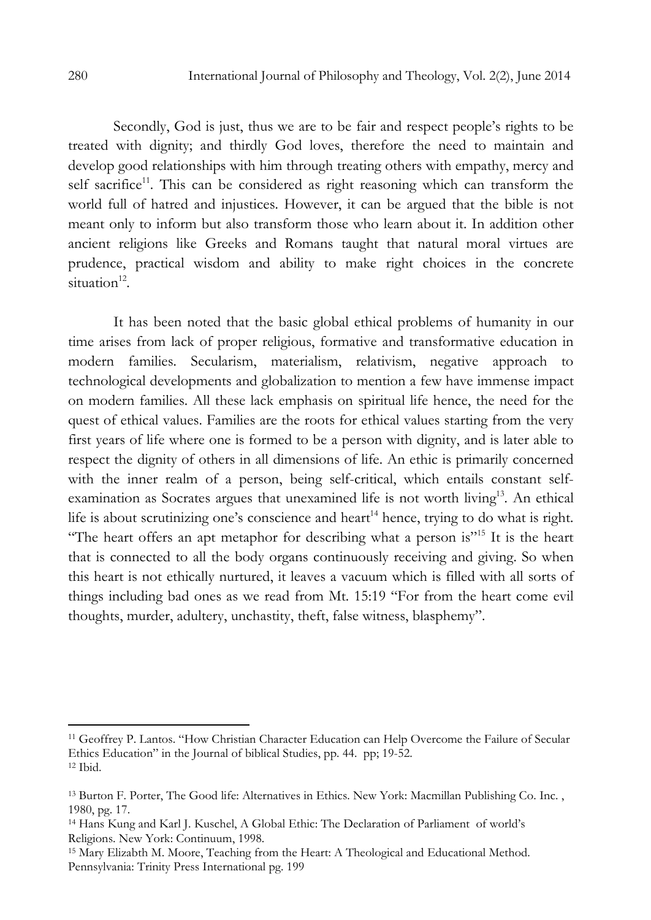Secondly, God is just, thus we are to be fair and respect people's rights to be treated with dignity; and thirdly God loves, therefore the need to maintain and develop good relationships with him through treating others with empathy, mercy and self sacrifice[11]. This can be considered as right reasoning which can transform the world full of hatred and injustices. However, it can be argued that the bible is not meant only to inform but also transform those who learn about it. In addition other ancient religions like Greeks and Romans taught that natural moral virtues are prudence, practical wisdom and ability to make right choices in the concrete situation[12].

It has been noted that the basic global ethical problems of humanity in our time arises from lack of proper religious, formative and transformative education in modern families. Secularism, materialism, relativism, negative approach to technological developments and globalization to mention a few have immense impact on modern families. All these lack emphasis on spiritual life hence, the need for the quest of ethical values. Families are the roots for ethical values starting from the very first years of life where one is formed to be a person with dignity, and is later able to respect the dignity of others in all dimensions of life. An ethic is primarily concerned with the inner realm of a person, being self-critical, which entails constant self-examination as Socrates argues that unexamined life is not worth living[13]. An ethical life is about scrutinizing one's conscience and heart[14] hence, trying to do what is right. "The heart offers an apt metaphor for describing what a person is"[15] It is the heart that is connected to all the body organs continuously receiving and giving. So when this heart is not ethically nurtured, it leaves a vacuum which is filled with all sorts of things including bad ones as we read from Mt. 15:19 "For from the heart come evil thoughts, murder, adultery, unchastity, theft, false witness, blasphemy".

---

[11] Geoffrey P. Lantos. "How Christian Character Education can Help Overcome the Failure of Secular Ethics Education" in the Journal of biblical Studies, pp. 44. pp; 19-52.

[12] Ibid.

[13] Burton F. Porter, The Good life: Alternatives in Ethics. New York: Macmillan Publishing Co. Inc. , 1980, pg. 17.

[14] Hans Kung and Karl J. Kuschel, A Global Ethic: The Declaration of Parliament of world's Religions. New York: Continuum, 1998.

[15] Mary Elizabth M. Moore, Teaching from the Heart: A Theological and Educational Method. Pennsylvania: Trinity Press International pg. 199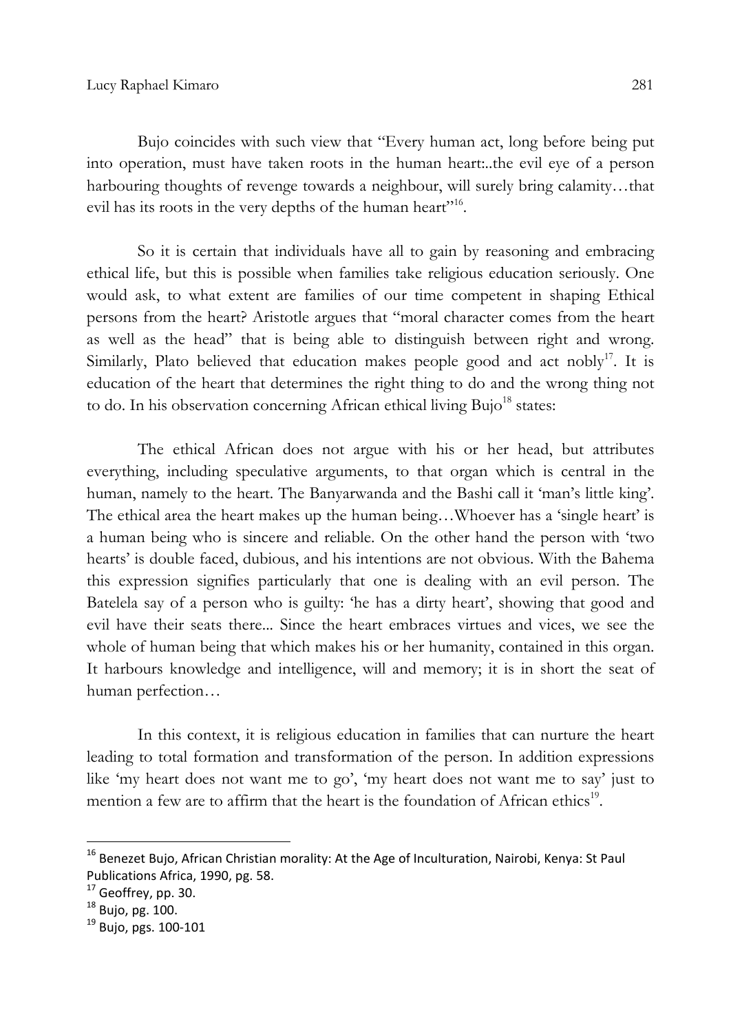Bujo coincides with such view that "Every human act, long before being put into operation, must have taken roots in the human heart:..the evil eye of a person harbouring thoughts of revenge towards a neighbour, will surely bring calamity…that evil has its roots in the very depths of the human heart"[16].

So it is certain that individuals have all to gain by reasoning and embracing ethical life, but this is possible when families take religious education seriously. One would ask, to what extent are families of our time competent in shaping Ethical persons from the heart? Aristotle argues that "moral character comes from the heart as well as the head" that is being able to distinguish between right and wrong. Similarly, Plato believed that education makes people good and act nobly[17]. It is education of the heart that determines the right thing to do and the wrong thing not to do. In his observation concerning African ethical living Bujo[18] states:

> The ethical African does not argue with his or her head, but attributes everything, including speculative arguments, to that organ which is central in the human, namely to the heart. The Banyarwanda and the Bashi call it 'man's little king'. The ethical area the heart makes up the human being…Whoever has a 'single heart' is a human being who is sincere and reliable. On the other hand the person with 'two hearts' is double faced, dubious, and his intentions are not obvious. With the Bahema this expression signifies particularly that one is dealing with an evil person. The Batelela say of a person who is guilty: 'he has a dirty heart', showing that good and evil have their seats there... Since the heart embraces virtues and vices, we see the whole of human being that which makes his or her humanity, contained in this organ. It harbours knowledge and intelligence, will and memory; it is in short the seat of human perfection…

In this context, it is religious education in families that can nurture the heart leading to total formation and transformation of the person. In addition expressions like 'my heart does not want me to go', 'my heart does not want me to say' just to mention a few are to affirm that the heart is the foundation of African ethics[19].

---

[16] Benezet Bujo, African Christian morality: At the Age of Inculturation, Nairobi, Kenya: St Paul Publications Africa, 1990, pg. 58.

[17] Geoffrey, pp. 30.

[18] Bujo, pg. 100.

[19] Bujo, pgs. 100-101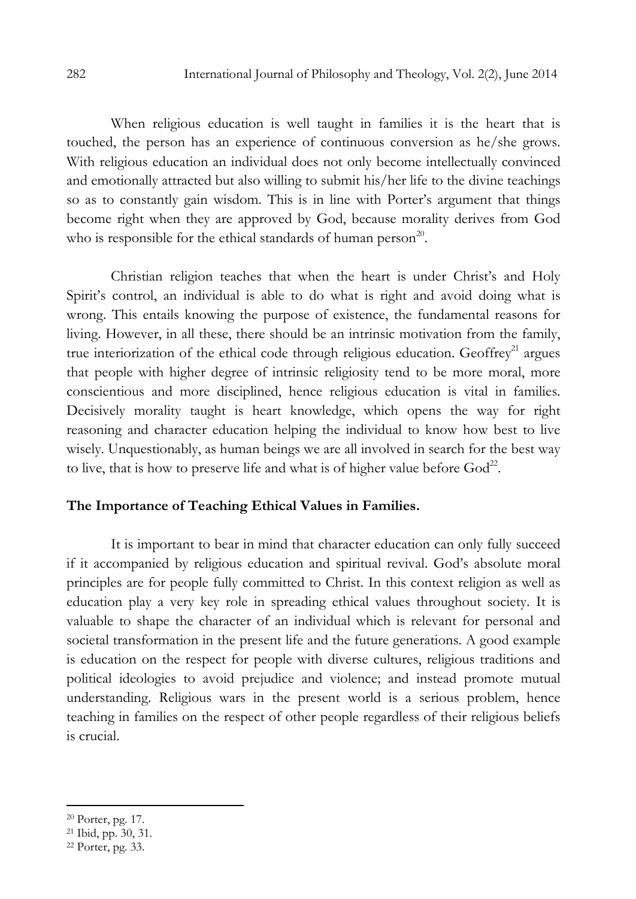When religious education is well taught in families it is the heart that is touched, the person has an experience of continuous conversion as he/she grows. With religious education an individual does not only become intellectually convinced and emotionally attracted but also willing to submit his/her life to the divine teachings so as to constantly gain wisdom. This is in line with Porter's argument that things become right when they are approved by God, because morality derives from God who is responsible for the ethical standards of human person[20].

Christian religion teaches that when the heart is under Christ's and Holy Spirit's control, an individual is able to do what is right and avoid doing what is wrong. This entails knowing the purpose of existence, the fundamental reasons for living. However, in all these, there should be an intrinsic motivation from the family, true interiorization of the ethical code through religious education. Geoffrey[21] argues that people with higher degree of intrinsic religiosity tend to be more moral, more conscientious and more disciplined, hence religious education is vital in families. Decisively morality taught is heart knowledge, which opens the way for right reasoning and character education helping the individual to know how best to live wisely. Unquestionably, as human beings we are all involved in search for the best way to live, that is how to preserve life and what is of higher value before God[22].

## The Importance of Teaching Ethical Values in Families.

It is important to bear in mind that character education can only fully succeed if it accompanied by religious education and spiritual revival. God's absolute moral principles are for people fully committed to Christ. In this context religion as well as education play a very key role in spreading ethical values throughout society. It is valuable to shape the character of an individual which is relevant for personal and societal transformation in the present life and the future generations. A good example is education on the respect for people with diverse cultures, religious traditions and political ideologies to avoid prejudice and violence; and instead promote mutual understanding. Religious wars in the present world is a serious problem, hence teaching in families on the respect of other people regardless of their religious beliefs is crucial.

---

[20] Porter, pg. 17.

[21] Ibid, pp. 30, 31.

[22] Porter, pg. 33.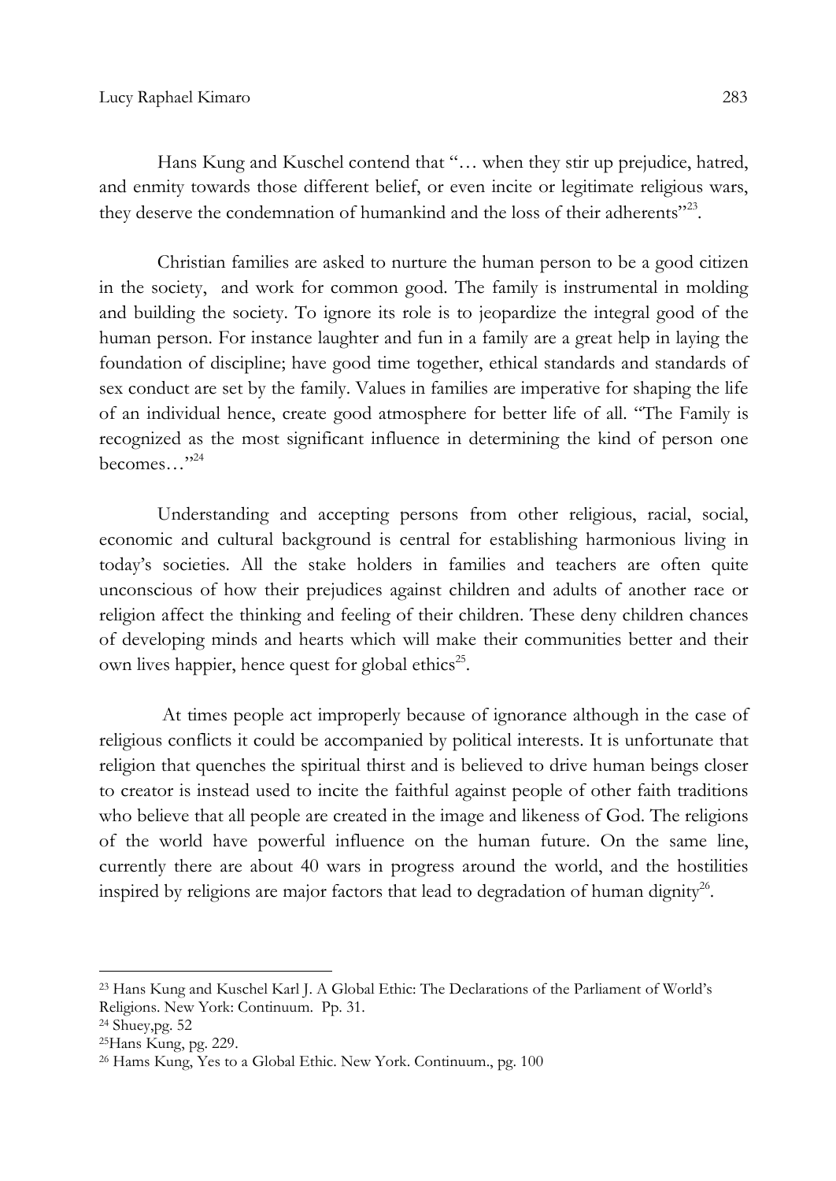Hans Kung and Kuschel contend that "… when they stir up prejudice, hatred, and enmity towards those different belief, or even incite or legitimate religious wars, they deserve the condemnation of humankind and the loss of their adherents"[23].

Christian families are asked to nurture the human person to be a good citizen in the society, and work for common good. The family is instrumental in molding and building the society. To ignore its role is to jeopardize the integral good of the human person. For instance laughter and fun in a family are a great help in laying the foundation of discipline; have good time together, ethical standards and standards of sex conduct are set by the family. Values in families are imperative for shaping the life of an individual hence, create good atmosphere for better life of all. "The Family is recognized as the most significant influence in determining the kind of person one becomes…"[24]

Understanding and accepting persons from other religious, racial, social, economic and cultural background is central for establishing harmonious living in today's societies. All the stake holders in families and teachers are often quite unconscious of how their prejudices against children and adults of another race or religion affect the thinking and feeling of their children. These deny children chances of developing minds and hearts which will make their communities better and their own lives happier, hence quest for global ethics[25].

At times people act improperly because of ignorance although in the case of religious conflicts it could be accompanied by political interests. It is unfortunate that religion that quenches the spiritual thirst and is believed to drive human beings closer to creator is instead used to incite the faithful against people of other faith traditions who believe that all people are created in the image and likeness of God. The religions of the world have powerful influence on the human future. On the same line, currently there are about 40 wars in progress around the world, and the hostilities inspired by religions are major factors that lead to degradation of human dignity[26].

---

[23] Hans Kung and Kuschel Karl J. A Global Ethic: The Declarations of the Parliament of World's Religions. New York: Continuum. Pp. 31.

[24] Shuey,pg. 52

[25] Hans Kung, pg. 229.

[26] Hams Kung, Yes to a Global Ethic. New York. Continuum., pg. 100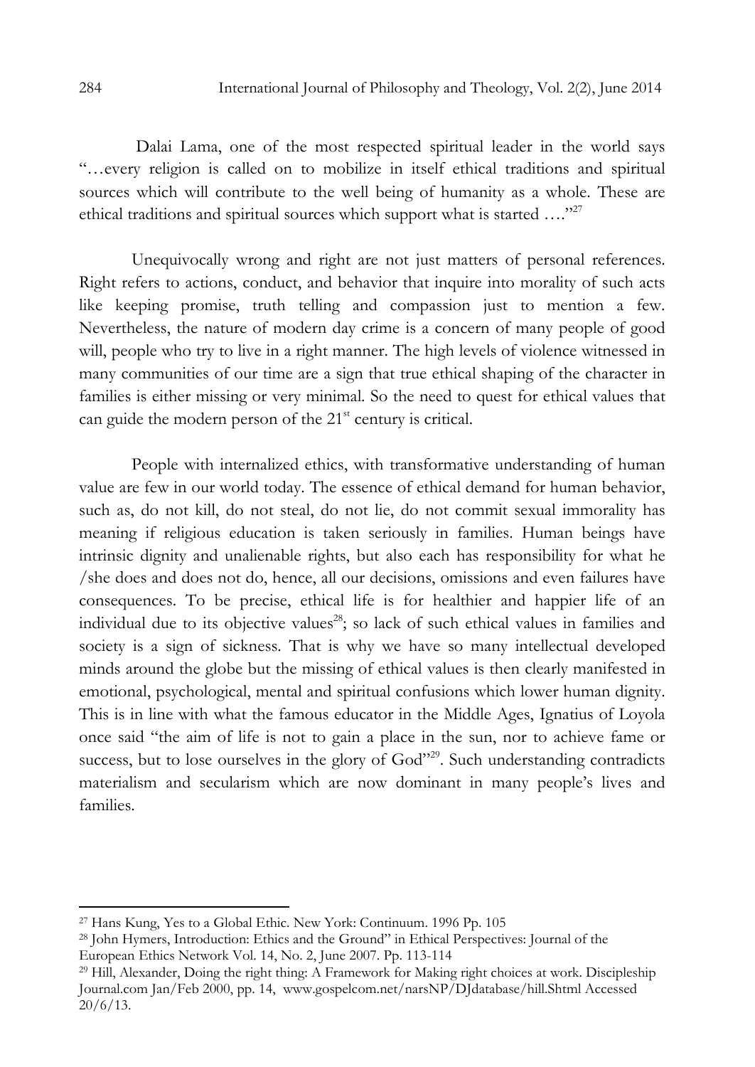Dalai Lama, one of the most respected spiritual leader in the world says "…every religion is called on to mobilize in itself ethical traditions and spiritual sources which will contribute to the well being of humanity as a whole. These are ethical traditions and spiritual sources which support what is started …."[27]

Unequivocally wrong and right are not just matters of personal references. Right refers to actions, conduct, and behavior that inquire into morality of such acts like keeping promise, truth telling and compassion just to mention a few. Nevertheless, the nature of modern day crime is a concern of many people of good will, people who try to live in a right manner. The high levels of violence witnessed in many communities of our time are a sign that true ethical shaping of the character in families is either missing or very minimal. So the need to quest for ethical values that can guide the modern person of the 21st century is critical.

People with internalized ethics, with transformative understanding of human value are few in our world today. The essence of ethical demand for human behavior, such as, do not kill, do not steal, do not lie, do not commit sexual immorality has meaning if religious education is taken seriously in families. Human beings have intrinsic dignity and unalienable rights, but also each has responsibility for what he /she does and does not do, hence, all our decisions, omissions and even failures have consequences. To be precise, ethical life is for healthier and happier life of an individual due to its objective values[28]; so lack of such ethical values in families and society is a sign of sickness. That is why we have so many intellectual developed minds around the globe but the missing of ethical values is then clearly manifested in emotional, psychological, mental and spiritual confusions which lower human dignity. This is in line with what the famous educator in the Middle Ages, Ignatius of Loyola once said "the aim of life is not to gain a place in the sun, nor to achieve fame or success, but to lose ourselves in the glory of God"[29]. Such understanding contradicts materialism and secularism which are now dominant in many people's lives and families.

---

[27] Hans Kung, Yes to a Global Ethic. New York: Continuum. 1996 Pp. 105

[28] John Hymers, Introduction: Ethics and the Ground" in Ethical Perspectives: Journal of the European Ethics Network Vol. 14, No. 2, June 2007. Pp. 113-114

[29] Hill, Alexander, Doing the right thing: A Framework for Making right choices at work. Discipleship Journal.com Jan/Feb 2000, pp. 14, www.gospelcom.net/narsNP/DJdatabase/hill.Shtml Accessed 20/6/13.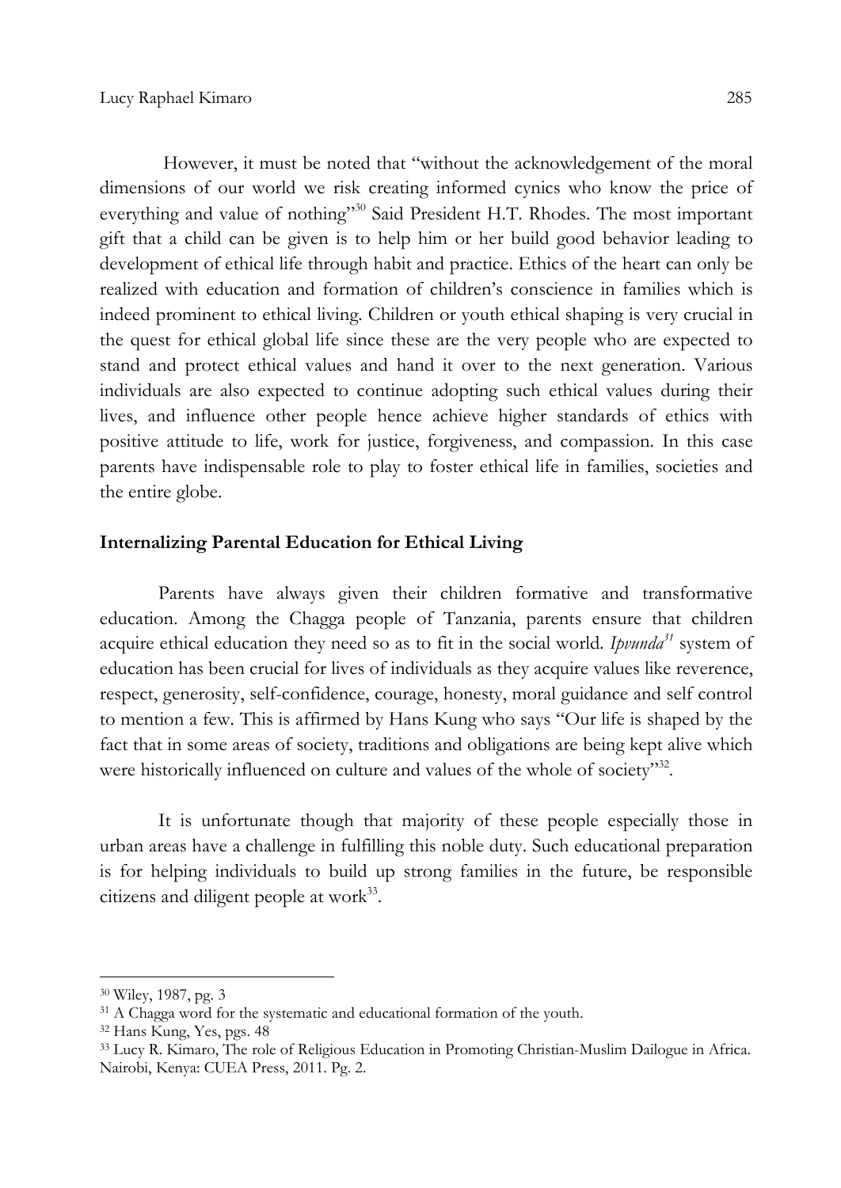However, it must be noted that "without the acknowledgement of the moral dimensions of our world we risk creating informed cynics who know the price of everything and value of nothing"[30] Said President H.T. Rhodes. The most important gift that a child can be given is to help him or her build good behavior leading to development of ethical life through habit and practice. Ethics of the heart can only be realized with education and formation of children's conscience in families which is indeed prominent to ethical living. Children or youth ethical shaping is very crucial in the quest for ethical global life since these are the very people who are expected to stand and protect ethical values and hand it over to the next generation. Various individuals are also expected to continue adopting such ethical values during their lives, and influence other people hence achieve higher standards of ethics with positive attitude to life, work for justice, forgiveness, and compassion. In this case parents have indispensable role to play to foster ethical life in families, societies and the entire globe.

**Internalizing Parental Education for Ethical Living**

Parents have always given their children formative and transformative education. Among the Chagga people of Tanzania, parents ensure that children acquire ethical education they need so as to fit in the social world. *Ipvunda*[31] system of education has been crucial for lives of individuals as they acquire values like reverence, respect, generosity, self-confidence, courage, honesty, moral guidance and self control to mention a few. This is affirmed by Hans Kung who says "Our life is shaped by the fact that in some areas of society, traditions and obligations are being kept alive which were historically influenced on culture and values of the whole of society"[32].

It is unfortunate though that majority of these people especially those in urban areas have a challenge in fulfilling this noble duty. Such educational preparation is for helping individuals to build up strong families in the future, be responsible citizens and diligent people at work[33].

---

[30] Wiley, 1987, pg. 3

[31] A Chagga word for the systematic and educational formation of the youth.

[32] Hans Kung, Yes, pgs. 48

[33] Lucy R. Kimaro, The role of Religious Education in Promoting Christian-Muslim Dailogue in Africa. Nairobi, Kenya: CUEA Press, 2011. Pg. 2.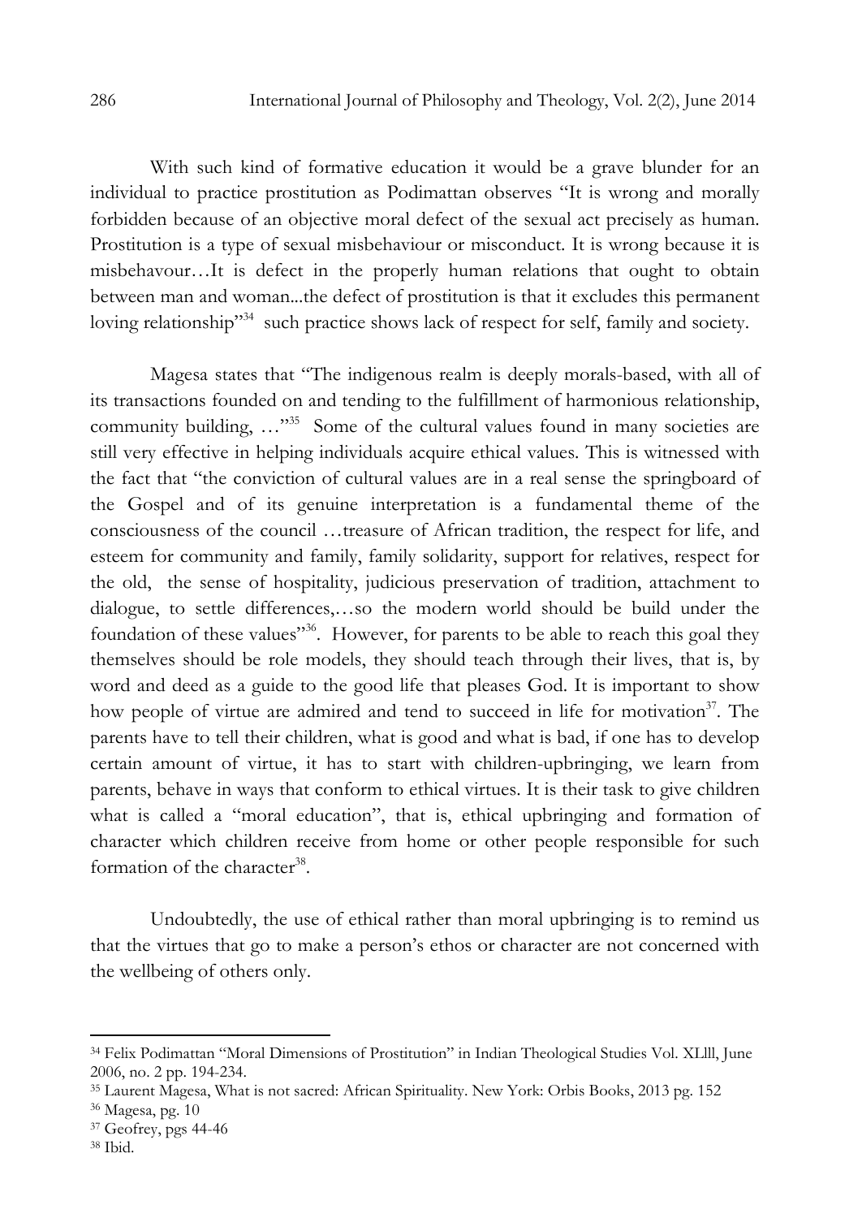With such kind of formative education it would be a grave blunder for an individual to practice prostitution as Podimattan observes "It is wrong and morally forbidden because of an objective moral defect of the sexual act precisely as human. Prostitution is a type of sexual misbehaviour or misconduct. It is wrong because it is misbehavour…It is defect in the properly human relations that ought to obtain between man and woman...the defect of prostitution is that it excludes this permanent loving relationship"[34] such practice shows lack of respect for self, family and society.

Magesa states that "The indigenous realm is deeply morals-based, with all of its transactions founded on and tending to the fulfillment of harmonious relationship, community building, …"[35] Some of the cultural values found in many societies are still very effective in helping individuals acquire ethical values. This is witnessed with the fact that "the conviction of cultural values are in a real sense the springboard of the Gospel and of its genuine interpretation is a fundamental theme of the consciousness of the council …treasure of African tradition, the respect for life, and esteem for community and family, family solidarity, support for relatives, respect for the old, the sense of hospitality, judicious preservation of tradition, attachment to dialogue, to settle differences,…so the modern world should be build under the foundation of these values"[36]. However, for parents to be able to reach this goal they themselves should be role models, they should teach through their lives, that is, by word and deed as a guide to the good life that pleases God. It is important to show how people of virtue are admired and tend to succeed in life for motivation[37]. The parents have to tell their children, what is good and what is bad, if one has to develop certain amount of virtue, it has to start with children-upbringing, we learn from parents, behave in ways that conform to ethical virtues. It is their task to give children what is called a "moral education", that is, ethical upbringing and formation of character which children receive from home or other people responsible for such formation of the character[38].

Undoubtedly, the use of ethical rather than moral upbringing is to remind us that the virtues that go to make a person's ethos or character are not concerned with the wellbeing of others only.

---

[34] Felix Podimattan "Moral Dimensions of Prostitution" in Indian Theological Studies Vol. XLlll, June 2006, no. 2 pp. 194-234.

[35] Laurent Magesa, What is not sacred: African Spirituality. New York: Orbis Books, 2013 pg. 152

[36] Magesa, pg. 10

[37] Geofrey, pgs 44-46

[38] Ibid.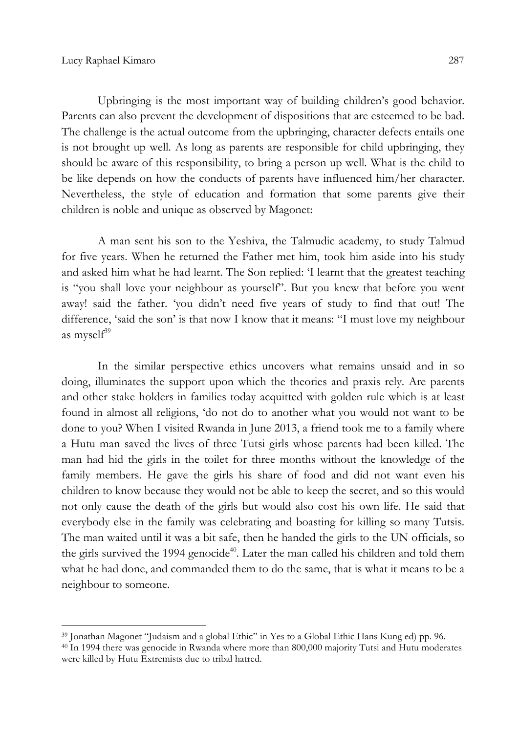Upbringing is the most important way of building children's good behavior. Parents can also prevent the development of dispositions that are esteemed to be bad. The challenge is the actual outcome from the upbringing, character defects entails one is not brought up well. As long as parents are responsible for child upbringing, they should be aware of this responsibility, to bring a person up well. What is the child to be like depends on how the conducts of parents have influenced him/her character. Nevertheless, the style of education and formation that some parents give their children is noble and unique as observed by Magonet:

> A man sent his son to the Yeshiva, the Talmudic academy, to study Talmud for five years. When he returned the Father met him, took him aside into his study and asked him what he had learnt. The Son replied: 'I learnt that the greatest teaching is "you shall love your neighbour as yourself". But you knew that before you went away! said the father. 'you didn't need five years of study to find that out! The difference, 'said the son' is that now I know that it means: "I must love my neighbour as myself[39]

In the similar perspective ethics uncovers what remains unsaid and in so doing, illuminates the support upon which the theories and praxis rely. Are parents and other stake holders in families today acquitted with golden rule which is at least found in almost all religions, 'do not do to another what you would not want to be done to you? When I visited Rwanda in June 2013, a friend took me to a family where a Hutu man saved the lives of three Tutsi girls whose parents had been killed. The man had hid the girls in the toilet for three months without the knowledge of the family members. He gave the girls his share of food and did not want even his children to know because they would not be able to keep the secret, and so this would not only cause the death of the girls but would also cost his own life. He said that everybody else in the family was celebrating and boasting for killing so many Tutsis. The man waited until it was a bit safe, then he handed the girls to the UN officials, so the girls survived the 1994 genocide[40]. Later the man called his children and told them what he had done, and commanded them to do the same, that is what it means to be a neighbour to someone.

---

[39] Jonathan Magonet "Judaism and a global Ethic" in Yes to a Global Ethic Hans Kung ed) pp. 96.

[40] In 1994 there was genocide in Rwanda where more than 800,000 majority Tutsi and Hutu moderates were killed by Hutu Extremists due to tribal hatred.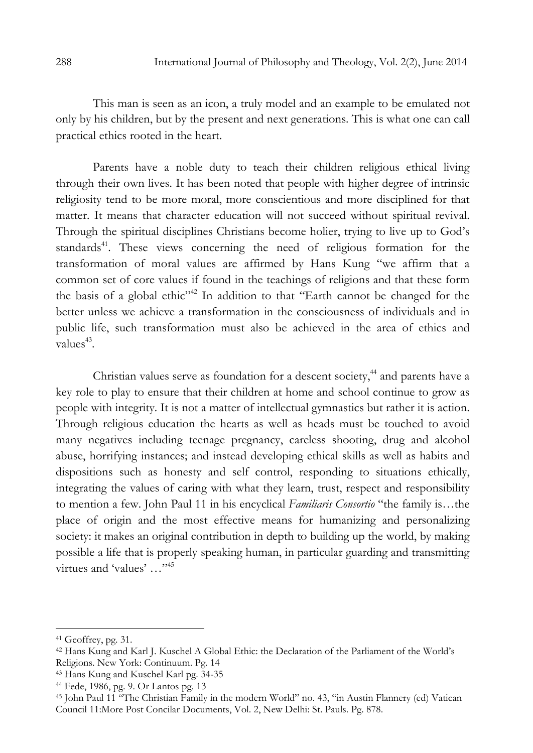This man is seen as an icon, a truly model and an example to be emulated not only by his children, but by the present and next generations. This is what one can call practical ethics rooted in the heart.

Parents have a noble duty to teach their children religious ethical living through their own lives. It has been noted that people with higher degree of intrinsic religiosity tend to be more moral, more conscientious and more disciplined for that matter. It means that character education will not succeed without spiritual revival. Through the spiritual disciplines Christians become holier, trying to live up to God's standards[41]. These views concerning the need of religious formation for the transformation of moral values are affirmed by Hans Kung "we affirm that a common set of core values if found in the teachings of religions and that these form the basis of a global ethic"[42] In addition to that "Earth cannot be changed for the better unless we achieve a transformation in the consciousness of individuals and in public life, such transformation must also be achieved in the area of ethics and values[43].

Christian values serve as foundation for a descent society,[44] and parents have a key role to play to ensure that their children at home and school continue to grow as people with integrity. It is not a matter of intellectual gymnastics but rather it is action. Through religious education the hearts as well as heads must be touched to avoid many negatives including teenage pregnancy, careless shooting, drug and alcohol abuse, horrifying instances; and instead developing ethical skills as well as habits and dispositions such as honesty and self control, responding to situations ethically, integrating the values of caring with what they learn, trust, respect and responsibility to mention a few. John Paul 11 in his encyclical *Familiaris Consortio* "the family is…the place of origin and the most effective means for humanizing and personalizing society: it makes an original contribution in depth to building up the world, by making possible a life that is properly speaking human, in particular guarding and transmitting virtues and 'values' …"[45]

---

[41] Geoffrey, pg. 31.

[42] Hans Kung and Karl J. Kuschel A Global Ethic: the Declaration of the Parliament of the World's Religions. New York: Continuum. Pg. 14

[43] Hans Kung and Kuschel Karl pg. 34-35

[44] Fede, 1986, pg. 9. Or Lantos pg. 13

[45] John Paul 11 "The Christian Family in the modern World" no. 43, "in Austin Flannery (ed) Vatican Council 11:More Post Concilar Documents, Vol. 2, New Delhi: St. Pauls. Pg. 878.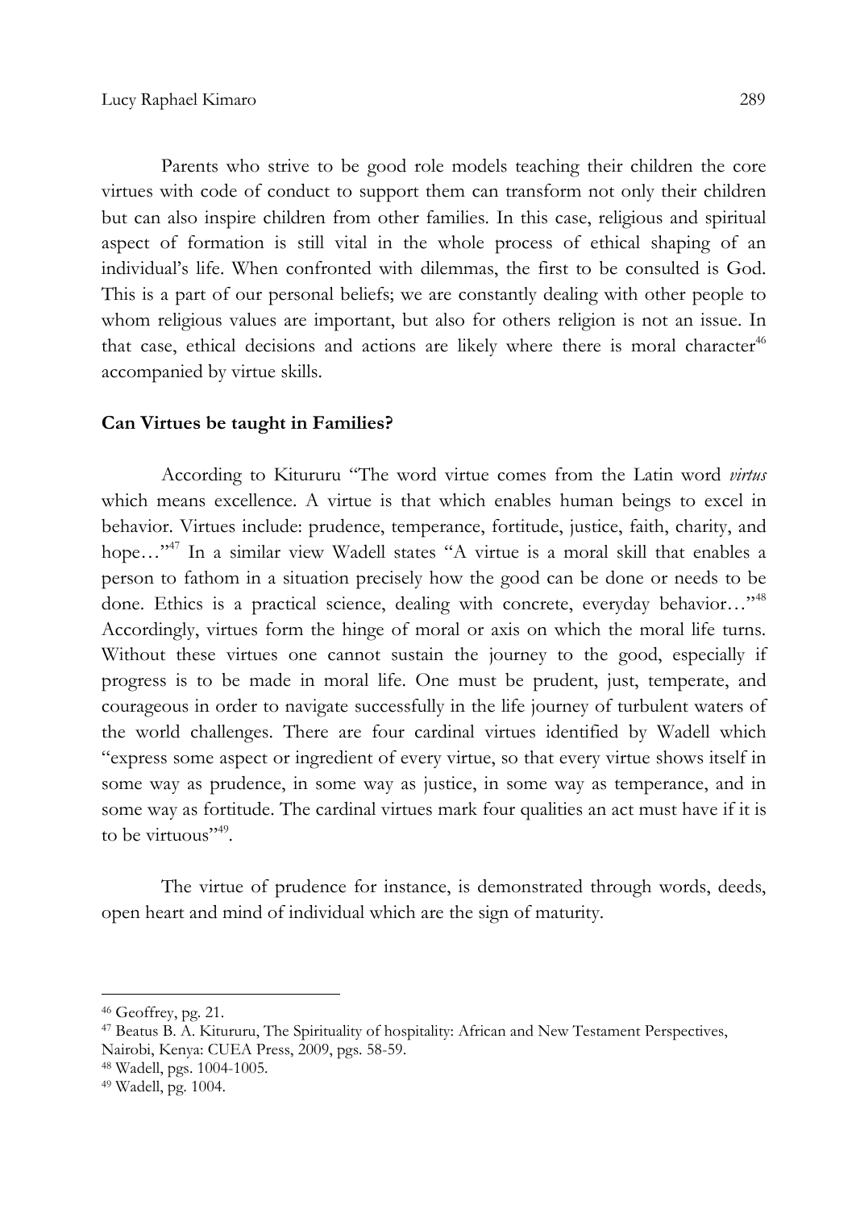Parents who strive to be good role models teaching their children the core virtues with code of conduct to support them can transform not only their children but can also inspire children from other families. In this case, religious and spiritual aspect of formation is still vital in the whole process of ethical shaping of an individual's life. When confronted with dilemmas, the first to be consulted is God. This is a part of our personal beliefs; we are constantly dealing with other people to whom religious values are important, but also for others religion is not an issue. In that case, ethical decisions and actions are likely where there is moral character[46] accompanied by virtue skills.

**Can Virtues be taught in Families?**

According to Kitururu "The word virtue comes from the Latin word *virtus* which means excellence. A virtue is that which enables human beings to excel in behavior. Virtues include: prudence, temperance, fortitude, justice, faith, charity, and hope…"[47] In a similar view Wadell states "A virtue is a moral skill that enables a person to fathom in a situation precisely how the good can be done or needs to be done. Ethics is a practical science, dealing with concrete, everyday behavior…"[48] Accordingly, virtues form the hinge of moral or axis on which the moral life turns. Without these virtues one cannot sustain the journey to the good, especially if progress is to be made in moral life. One must be prudent, just, temperate, and courageous in order to navigate successfully in the life journey of turbulent waters of the world challenges. There are four cardinal virtues identified by Wadell which "express some aspect or ingredient of every virtue, so that every virtue shows itself in some way as prudence, in some way as justice, in some way as temperance, and in some way as fortitude. The cardinal virtues mark four qualities an act must have if it is to be virtuous"[49].

The virtue of prudence for instance, is demonstrated through words, deeds, open heart and mind of individual which are the sign of maturity.

---

[46] Geoffrey, pg. 21.

[47] Beatus B. A. Kitururu, The Spirituality of hospitality: African and New Testament Perspectives, Nairobi, Kenya: CUEA Press, 2009, pgs. 58-59.

[48] Wadell, pgs. 1004-1005.

[49] Wadell, pg. 1004.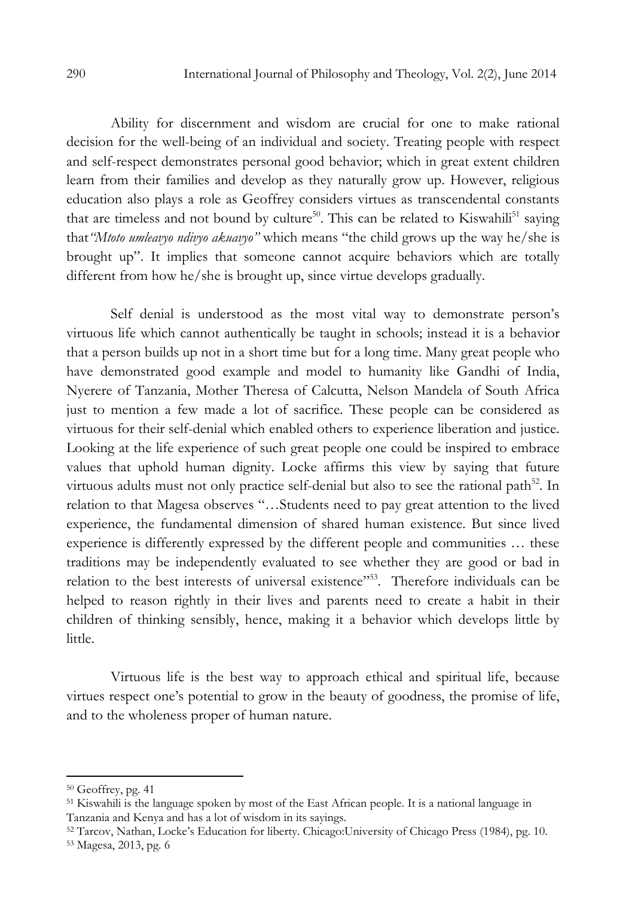Ability for discernment and wisdom are crucial for one to make rational decision for the well-being of an individual and society. Treating people with respect and self-respect demonstrates personal good behavior; which in great extent children learn from their families and develop as they naturally grow up. However, religious education also plays a role as Geoffrey considers virtues as transcendental constants that are timeless and not bound by culture[50]. This can be related to Kiswahili[51] saying that *"Mtoto umleavyo ndivyo akuavyo"* which means "the child grows up the way he/she is brought up". It implies that someone cannot acquire behaviors which are totally different from how he/she is brought up, since virtue develops gradually.

Self denial is understood as the most vital way to demonstrate person's virtuous life which cannot authentically be taught in schools; instead it is a behavior that a person builds up not in a short time but for a long time. Many great people who have demonstrated good example and model to humanity like Gandhi of India, Nyerere of Tanzania, Mother Theresa of Calcutta, Nelson Mandela of South Africa just to mention a few made a lot of sacrifice. These people can be considered as virtuous for their self-denial which enabled others to experience liberation and justice. Looking at the life experience of such great people one could be inspired to embrace values that uphold human dignity. Locke affirms this view by saying that future virtuous adults must not only practice self-denial but also to see the rational path[52]. In relation to that Magesa observes "…Students need to pay great attention to the lived experience, the fundamental dimension of shared human existence. But since lived experience is differently expressed by the different people and communities … these traditions may be independently evaluated to see whether they are good or bad in relation to the best interests of universal existence"[53]. Therefore individuals can be helped to reason rightly in their lives and parents need to create a habit in their children of thinking sensibly, hence, making it a behavior which develops little by little.

Virtuous life is the best way to approach ethical and spiritual life, because virtues respect one's potential to grow in the beauty of goodness, the promise of life, and to the wholeness proper of human nature.

---

[50] Geoffrey, pg. 41

[51] Kiswahili is the language spoken by most of the East African people. It is a national language in Tanzania and Kenya and has a lot of wisdom in its sayings.

[52] Tarcov, Nathan, Locke's Education for liberty. Chicago:University of Chicago Press (1984), pg. 10.

[53] Magesa, 2013, pg. 6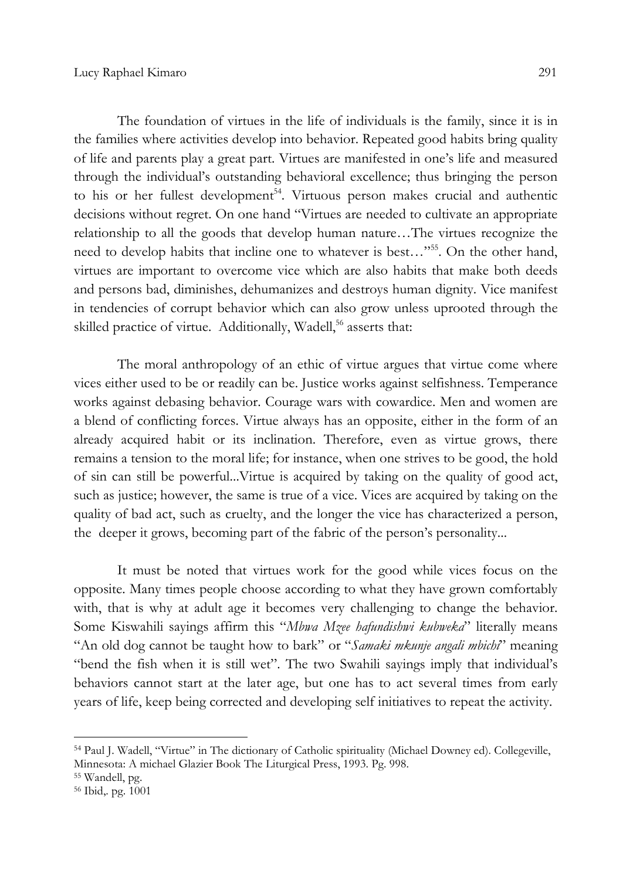The foundation of virtues in the life of individuals is the family, since it is in the families where activities develop into behavior. Repeated good habits bring quality of life and parents play a great part. Virtues are manifested in one's life and measured through the individual's outstanding behavioral excellence; thus bringing the person to his or her fullest development[54]. Virtuous person makes crucial and authentic decisions without regret. On one hand "Virtues are needed to cultivate an appropriate relationship to all the goods that develop human nature…The virtues recognize the need to develop habits that incline one to whatever is best…"[55]. On the other hand, virtues are important to overcome vice which are also habits that make both deeds and persons bad, diminishes, dehumanizes and destroys human dignity. Vice manifest in tendencies of corrupt behavior which can also grow unless uprooted through the skilled practice of virtue. Additionally, Wadell,[56] asserts that:

> The moral anthropology of an ethic of virtue argues that virtue come where vices either used to be or readily can be. Justice works against selfishness. Temperance works against debasing behavior. Courage wars with cowardice. Men and women are a blend of conflicting forces. Virtue always has an opposite, either in the form of an already acquired habit or its inclination. Therefore, even as virtue grows, there remains a tension to the moral life; for instance, when one strives to be good, the hold of sin can still be powerful...Virtue is acquired by taking on the quality of good act, such as justice; however, the same is true of a vice. Vices are acquired by taking on the quality of bad act, such as cruelty, and the longer the vice has characterized a person, the deeper it grows, becoming part of the fabric of the person's personality...

It must be noted that virtues work for the good while vices focus on the opposite. Many times people choose according to what they have grown comfortably with, that is why at adult age it becomes very challenging to change the behavior. Some Kiswahili sayings affirm this "*Mbwa Mzee hafundishwi kubweka*" literally means "An old dog cannot be taught how to bark" or "*Samaki mkunje angali mbichi*" meaning "bend the fish when it is still wet". The two Swahili sayings imply that individual's behaviors cannot start at the later age, but one has to act several times from early years of life, keep being corrected and developing self initiatives to repeat the activity.

---

[54] Paul J. Wadell, "Virtue" in The dictionary of Catholic spirituality (Michael Downey ed). Collegeville, Minnesota: A michael Glazier Book The Liturgical Press, 1993. Pg. 998.

[55] Wandell, pg.

[56] Ibid,. pg. 1001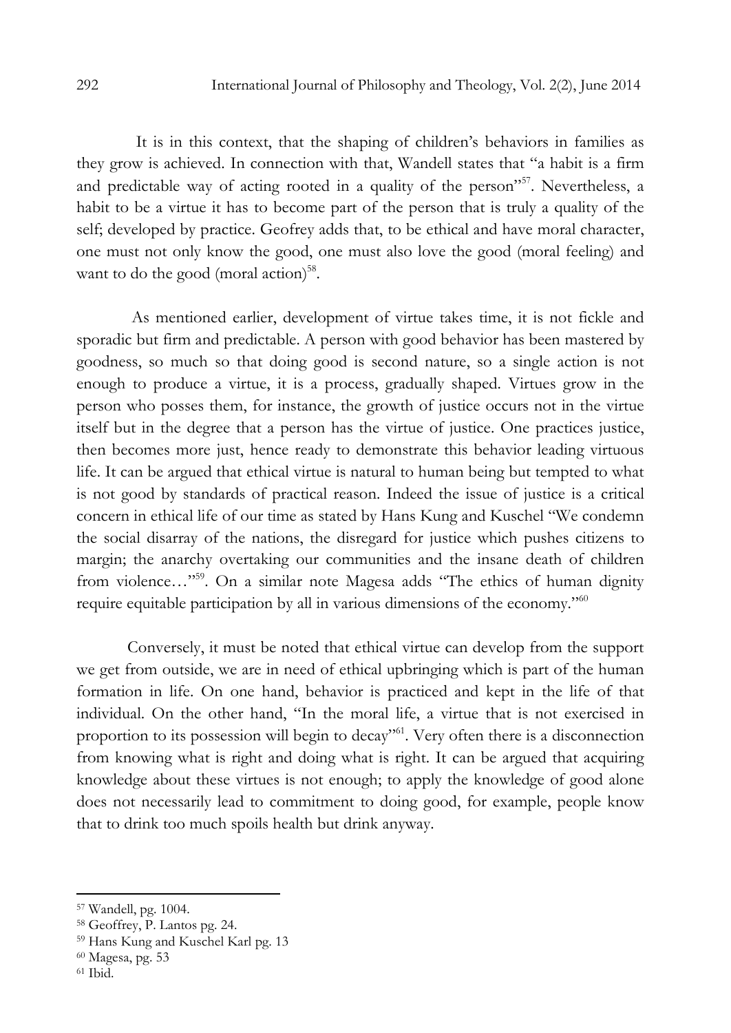It is in this context, that the shaping of children's behaviors in families as they grow is achieved. In connection with that, Wandell states that "a habit is a firm and predictable way of acting rooted in a quality of the person"[57]. Nevertheless, a habit to be a virtue it has to become part of the person that is truly a quality of the self; developed by practice. Geofrey adds that, to be ethical and have moral character, one must not only know the good, one must also love the good (moral feeling) and want to do the good (moral action)[58].

As mentioned earlier, development of virtue takes time, it is not fickle and sporadic but firm and predictable. A person with good behavior has been mastered by goodness, so much so that doing good is second nature, so a single action is not enough to produce a virtue, it is a process, gradually shaped. Virtues grow in the person who posses them, for instance, the growth of justice occurs not in the virtue itself but in the degree that a person has the virtue of justice. One practices justice, then becomes more just, hence ready to demonstrate this behavior leading virtuous life. It can be argued that ethical virtue is natural to human being but tempted to what is not good by standards of practical reason. Indeed the issue of justice is a critical concern in ethical life of our time as stated by Hans Kung and Kuschel "We condemn the social disarray of the nations, the disregard for justice which pushes citizens to margin; the anarchy overtaking our communities and the insane death of children from violence…"[59]. On a similar note Magesa adds "The ethics of human dignity require equitable participation by all in various dimensions of the economy."[60]

Conversely, it must be noted that ethical virtue can develop from the support we get from outside, we are in need of ethical upbringing which is part of the human formation in life. On one hand, behavior is practiced and kept in the life of that individual. On the other hand, "In the moral life, a virtue that is not exercised in proportion to its possession will begin to decay"[61]. Very often there is a disconnection from knowing what is right and doing what is right. It can be argued that acquiring knowledge about these virtues is not enough; to apply the knowledge of good alone does not necessarily lead to commitment to doing good, for example, people know that to drink too much spoils health but drink anyway.

---

[57] Wandell, pg. 1004.

[58] Geoffrey, P. Lantos pg. 24.

[59] Hans Kung and Kuschel Karl pg. 13

[60] Magesa, pg. 53

[61] Ibid.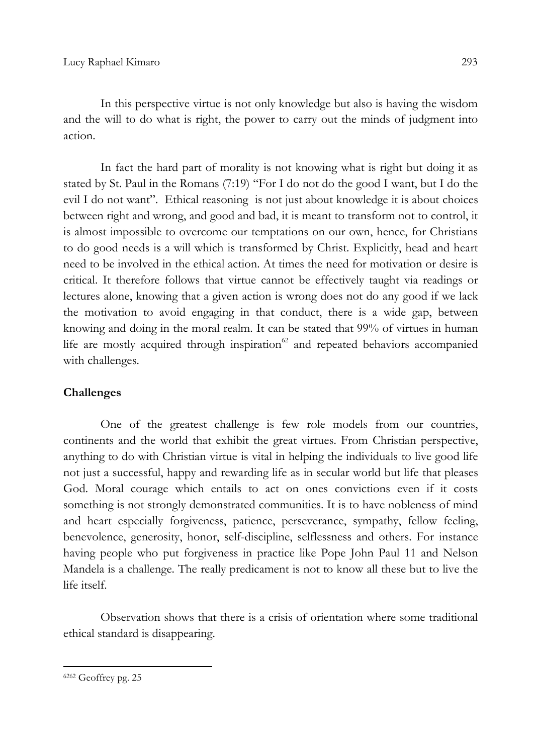In this perspective virtue is not only knowledge but also is having the wisdom and the will to do what is right, the power to carry out the minds of judgment into action.

In fact the hard part of morality is not knowing what is right but doing it as stated by St. Paul in the Romans (7:19) "For I do not do the good I want, but I do the evil I do not want". Ethical reasoning is not just about knowledge it is about choices between right and wrong, and good and bad, it is meant to transform not to control, it is almost impossible to overcome our temptations on our own, hence, for Christians to do good needs is a will which is transformed by Christ. Explicitly, head and heart need to be involved in the ethical action. At times the need for motivation or desire is critical. It therefore follows that virtue cannot be effectively taught via readings or lectures alone, knowing that a given action is wrong does not do any good if we lack the motivation to avoid engaging in that conduct, there is a wide gap, between knowing and doing in the moral realm. It can be stated that 99% of virtues in human life are mostly acquired through inspiration[62] and repeated behaviors accompanied with challenges.

## Challenges

One of the greatest challenge is few role models from our countries, continents and the world that exhibit the great virtues. From Christian perspective, anything to do with Christian virtue is vital in helping the individuals to live good life not just a successful, happy and rewarding life as in secular world but life that pleases God. Moral courage which entails to act on ones convictions even if it costs something is not strongly demonstrated communities. It is to have nobleness of mind and heart especially forgiveness, patience, perseverance, sympathy, fellow feeling, benevolence, generosity, honor, self-discipline, selflessness and others. For instance having people who put forgiveness in practice like Pope John Paul 11 and Nelson Mandela is a challenge. The really predicament is not to know all these but to live the life itself.

Observation shows that there is a crisis of orientation where some traditional ethical standard is disappearing.

---

[6262] Geoffrey pg. 25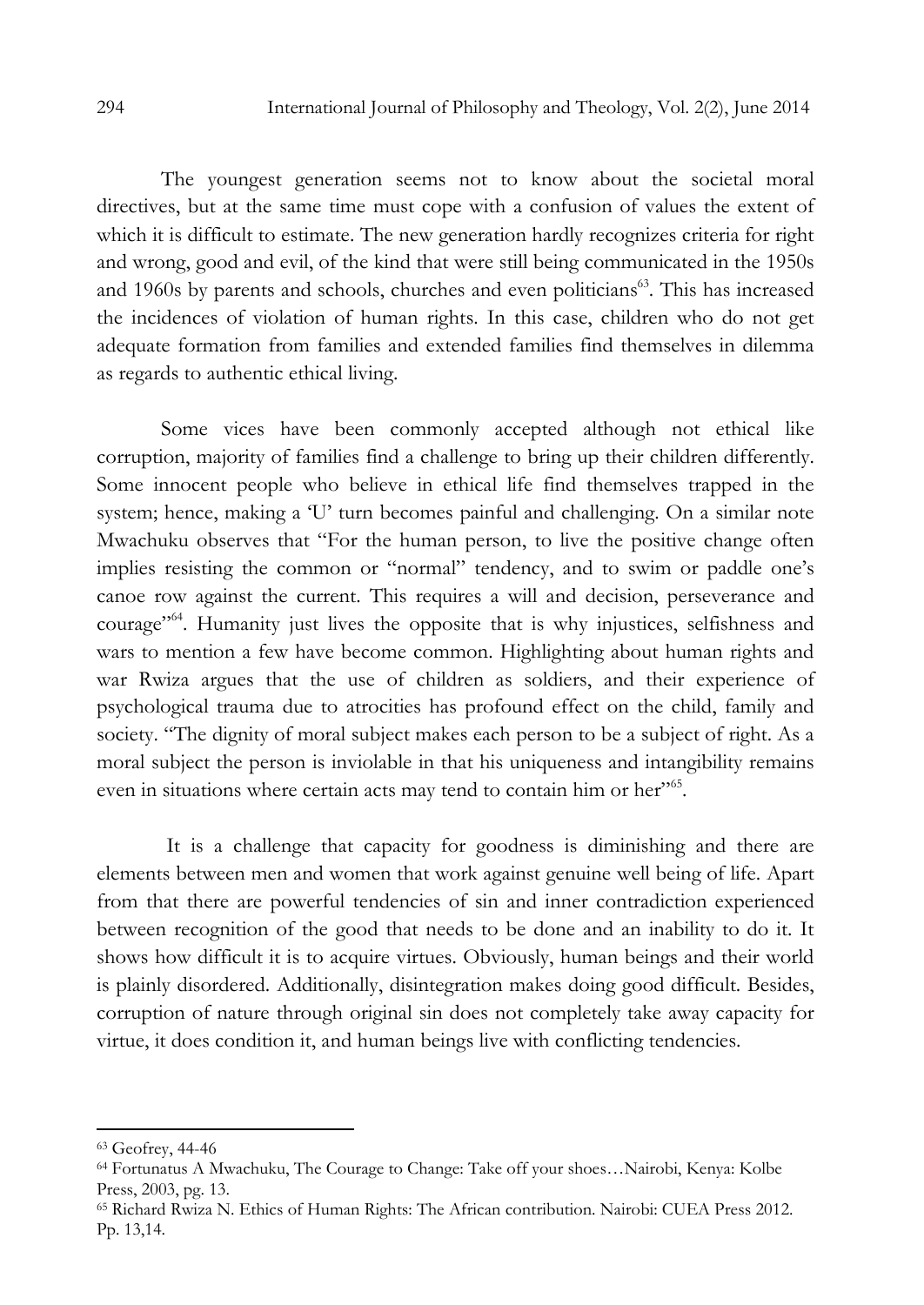The youngest generation seems not to know about the societal moral directives, but at the same time must cope with a confusion of values the extent of which it is difficult to estimate. The new generation hardly recognizes criteria for right and wrong, good and evil, of the kind that were still being communicated in the 1950s and 1960s by parents and schools, churches and even politicians[63]. This has increased the incidences of violation of human rights. In this case, children who do not get adequate formation from families and extended families find themselves in dilemma as regards to authentic ethical living.

Some vices have been commonly accepted although not ethical like corruption, majority of families find a challenge to bring up their children differently. Some innocent people who believe in ethical life find themselves trapped in the system; hence, making a 'U' turn becomes painful and challenging. On a similar note Mwachuku observes that "For the human person, to live the positive change often implies resisting the common or "normal" tendency, and to swim or paddle one's canoe row against the current. This requires a will and decision, perseverance and courage"[64]. Humanity just lives the opposite that is why injustices, selfishness and wars to mention a few have become common. Highlighting about human rights and war Rwiza argues that the use of children as soldiers, and their experience of psychological trauma due to atrocities has profound effect on the child, family and society. "The dignity of moral subject makes each person to be a subject of right. As a moral subject the person is inviolable in that his uniqueness and intangibility remains even in situations where certain acts may tend to contain him or her"[65].

It is a challenge that capacity for goodness is diminishing and there are elements between men and women that work against genuine well being of life. Apart from that there are powerful tendencies of sin and inner contradiction experienced between recognition of the good that needs to be done and an inability to do it. It shows how difficult it is to acquire virtues. Obviously, human beings and their world is plainly disordered. Additionally, disintegration makes doing good difficult. Besides, corruption of nature through original sin does not completely take away capacity for virtue, it does condition it, and human beings live with conflicting tendencies.

---

[63] Geofrey, 44-46

[64] Fortunatus A Mwachuku, The Courage to Change: Take off your shoes…Nairobi, Kenya: Kolbe Press, 2003, pg. 13.

[65] Richard Rwiza N. Ethics of Human Rights: The African contribution. Nairobi: CUEA Press 2012. Pp. 13,14.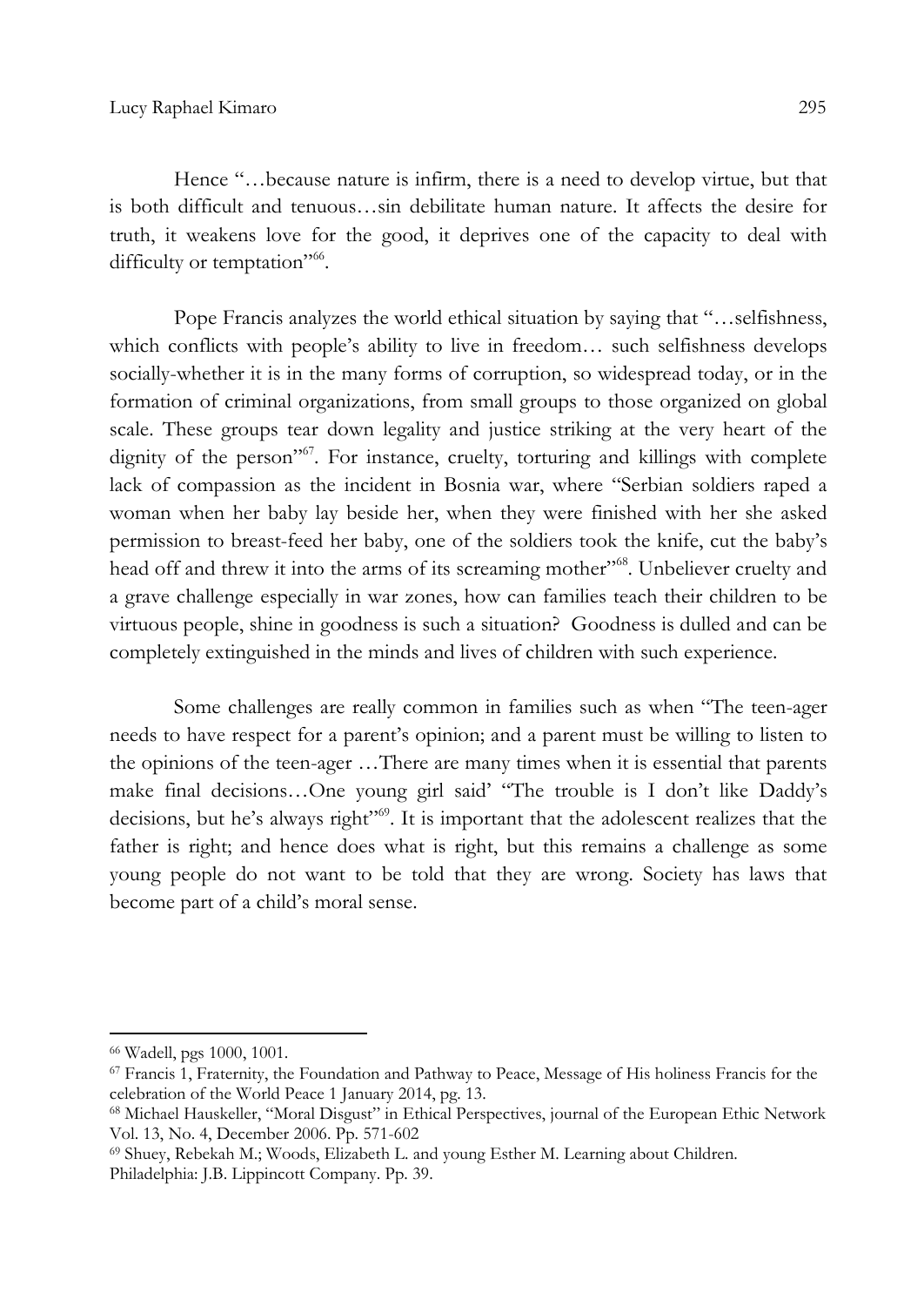Hence "…because nature is infirm, there is a need to develop virtue, but that is both difficult and tenuous…sin debilitate human nature. It affects the desire for truth, it weakens love for the good, it deprives one of the capacity to deal with difficulty or temptation"[66].

Pope Francis analyzes the world ethical situation by saying that "…selfishness, which conflicts with people's ability to live in freedom… such selfishness develops socially-whether it is in the many forms of corruption, so widespread today, or in the formation of criminal organizations, from small groups to those organized on global scale. These groups tear down legality and justice striking at the very heart of the dignity of the person"[67]. For instance, cruelty, torturing and killings with complete lack of compassion as the incident in Bosnia war, where "Serbian soldiers raped a woman when her baby lay beside her, when they were finished with her she asked permission to breast-feed her baby, one of the soldiers took the knife, cut the baby's head off and threw it into the arms of its screaming mother"[68]. Unbeliever cruelty and a grave challenge especially in war zones, how can families teach their children to be virtuous people, shine in goodness is such a situation? Goodness is dulled and can be completely extinguished in the minds and lives of children with such experience.

Some challenges are really common in families such as when "The teen-ager needs to have respect for a parent's opinion; and a parent must be willing to listen to the opinions of the teen-ager …There are many times when it is essential that parents make final decisions…One young girl said' "The trouble is I don't like Daddy's decisions, but he's always right"[69]. It is important that the adolescent realizes that the father is right; and hence does what is right, but this remains a challenge as some young people do not want to be told that they are wrong. Society has laws that become part of a child's moral sense.

---

[66] Wadell, pgs 1000, 1001.

[67] Francis 1, Fraternity, the Foundation and Pathway to Peace, Message of His holiness Francis for the celebration of the World Peace 1 January 2014, pg. 13.

[68] Michael Hauskeller, "Moral Disgust" in Ethical Perspectives, journal of the European Ethic Network Vol. 13, No. 4, December 2006. Pp. 571-602

[69] Shuey, Rebekah M.; Woods, Elizabeth L. and young Esther M. Learning about Children. Philadelphia: J.B. Lippincott Company. Pp. 39.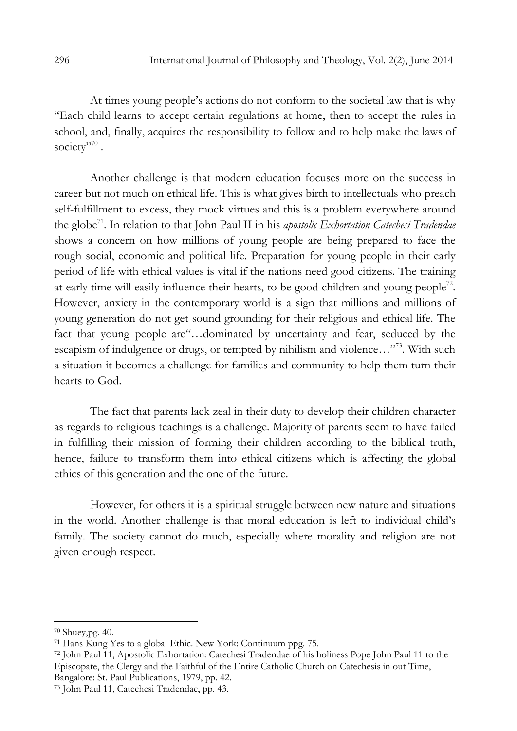At times young people's actions do not conform to the societal law that is why "Each child learns to accept certain regulations at home, then to accept the rules in school, and, finally, acquires the responsibility to follow and to help make the laws of society"[70] .

Another challenge is that modern education focuses more on the success in career but not much on ethical life. This is what gives birth to intellectuals who preach self-fulfillment to excess, they mock virtues and this is a problem everywhere around the globe[71]. In relation to that John Paul II in his *apostolic Exhortation Catechesi Tradendae* shows a concern on how millions of young people are being prepared to face the rough social, economic and political life. Preparation for young people in their early period of life with ethical values is vital if the nations need good citizens. The training at early time will easily influence their hearts, to be good children and young people[72]. However, anxiety in the contemporary world is a sign that millions and millions of young generation do not get sound grounding for their religious and ethical life. The fact that young people are"…dominated by uncertainty and fear, seduced by the escapism of indulgence or drugs, or tempted by nihilism and violence…"[73]. With such a situation it becomes a challenge for families and community to help them turn their hearts to God.

The fact that parents lack zeal in their duty to develop their children character as regards to religious teachings is a challenge. Majority of parents seem to have failed in fulfilling their mission of forming their children according to the biblical truth, hence, failure to transform them into ethical citizens which is affecting the global ethics of this generation and the one of the future.

However, for others it is a spiritual struggle between new nature and situations in the world. Another challenge is that moral education is left to individual child's family. The society cannot do much, especially where morality and religion are not given enough respect.

---

[70] Shuey,pg. 40.

[71] Hans Kung Yes to a global Ethic. New York: Continuum ppg. 75.

[72] John Paul 11, Apostolic Exhortation: Catechesi Tradendae of his holiness Pope John Paul 11 to the Episcopate, the Clergy and the Faithful of the Entire Catholic Church on Catechesis in out Time, Bangalore: St. Paul Publications, 1979, pp. 42.

[73] John Paul 11, Catechesi Tradendae, pp. 43.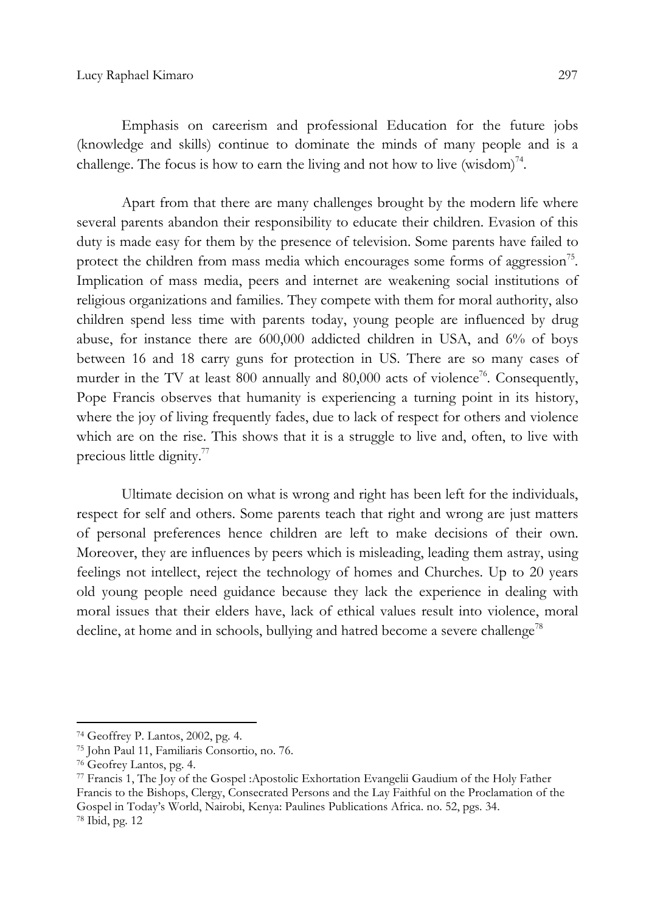Emphasis on careerism and professional Education for the future jobs (knowledge and skills) continue to dominate the minds of many people and is a challenge. The focus is how to earn the living and not how to live (wisdom)[74].

Apart from that there are many challenges brought by the modern life where several parents abandon their responsibility to educate their children. Evasion of this duty is made easy for them by the presence of television. Some parents have failed to protect the children from mass media which encourages some forms of aggression[75]. Implication of mass media, peers and internet are weakening social institutions of religious organizations and families. They compete with them for moral authority, also children spend less time with parents today, young people are influenced by drug abuse, for instance there are 600,000 addicted children in USA, and 6% of boys between 16 and 18 carry guns for protection in US. There are so many cases of murder in the TV at least 800 annually and 80,000 acts of violence[76]. Consequently, Pope Francis observes that humanity is experiencing a turning point in its history, where the joy of living frequently fades, due to lack of respect for others and violence which are on the rise. This shows that it is a struggle to live and, often, to live with precious little dignity.[77]

Ultimate decision on what is wrong and right has been left for the individuals, respect for self and others. Some parents teach that right and wrong are just matters of personal preferences hence children are left to make decisions of their own. Moreover, they are influences by peers which is misleading, leading them astray, using feelings not intellect, reject the technology of homes and Churches. Up to 20 years old young people need guidance because they lack the experience in dealing with moral issues that their elders have, lack of ethical values result into violence, moral decline, at home and in schools, bullying and hatred become a severe challenge[78]

---

[74] Geoffrey P. Lantos, 2002, pg. 4.

[75] John Paul 11, Familiaris Consortio, no. 76.

[76] Geofrey Lantos, pg. 4.

[77] Francis 1, The Joy of the Gospel :Apostolic Exhortation Evangelii Gaudium of the Holy Father Francis to the Bishops, Clergy, Consecrated Persons and the Lay Faithful on the Proclamation of the Gospel in Today's World, Nairobi, Kenya: Paulines Publications Africa. no. 52, pgs. 34.

[78] Ibid, pg. 12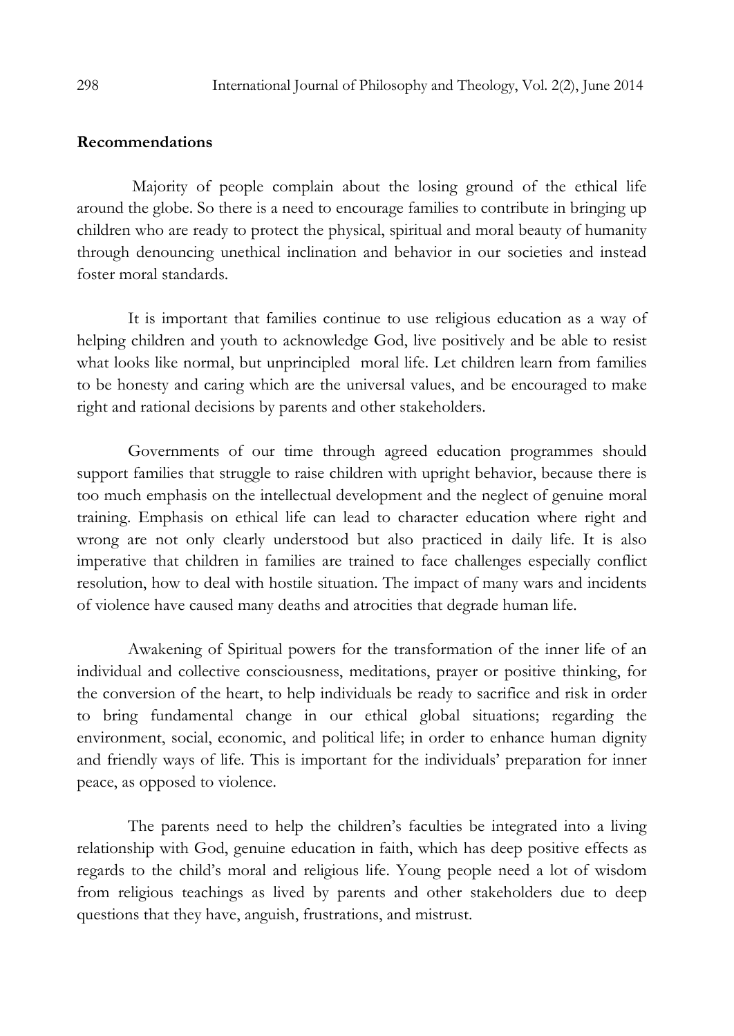## Recommendations

Majority of people complain about the losing ground of the ethical life around the globe. So there is a need to encourage families to contribute in bringing up children who are ready to protect the physical, spiritual and moral beauty of humanity through denouncing unethical inclination and behavior in our societies and instead foster moral standards.

It is important that families continue to use religious education as a way of helping children and youth to acknowledge God, live positively and be able to resist what looks like normal, but unprincipled moral life. Let children learn from families to be honesty and caring which are the universal values, and be encouraged to make right and rational decisions by parents and other stakeholders.

Governments of our time through agreed education programmes should support families that struggle to raise children with upright behavior, because there is too much emphasis on the intellectual development and the neglect of genuine moral training. Emphasis on ethical life can lead to character education where right and wrong are not only clearly understood but also practiced in daily life. It is also imperative that children in families are trained to face challenges especially conflict resolution, how to deal with hostile situation. The impact of many wars and incidents of violence have caused many deaths and atrocities that degrade human life.

Awakening of Spiritual powers for the transformation of the inner life of an individual and collective consciousness, meditations, prayer or positive thinking, for the conversion of the heart, to help individuals be ready to sacrifice and risk in order to bring fundamental change in our ethical global situations; regarding the environment, social, economic, and political life; in order to enhance human dignity and friendly ways of life. This is important for the individuals' preparation for inner peace, as opposed to violence.

The parents need to help the children's faculties be integrated into a living relationship with God, genuine education in faith, which has deep positive effects as regards to the child's moral and religious life. Young people need a lot of wisdom from religious teachings as lived by parents and other stakeholders due to deep questions that they have, anguish, frustrations, and mistrust.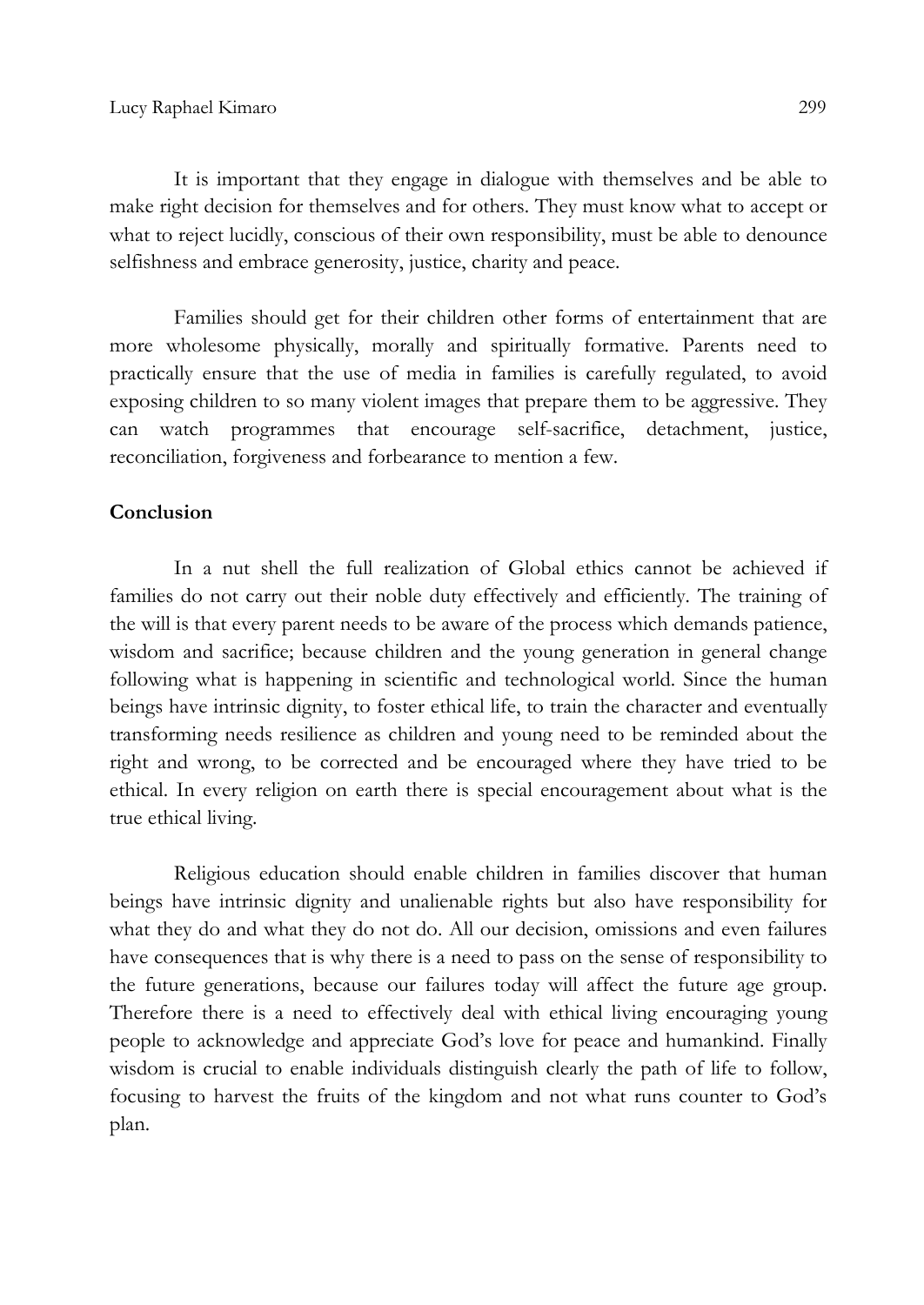It is important that they engage in dialogue with themselves and be able to make right decision for themselves and for others. They must know what to accept or what to reject lucidly, conscious of their own responsibility, must be able to denounce selfishness and embrace generosity, justice, charity and peace.

Families should get for their children other forms of entertainment that are more wholesome physically, morally and spiritually formative. Parents need to practically ensure that the use of media in families is carefully regulated, to avoid exposing children to so many violent images that prepare them to be aggressive. They can watch programmes that encourage self-sacrifice, detachment, justice, reconciliation, forgiveness and forbearance to mention a few.

**Conclusion**

In a nut shell the full realization of Global ethics cannot be achieved if families do not carry out their noble duty effectively and efficiently. The training of the will is that every parent needs to be aware of the process which demands patience, wisdom and sacrifice; because children and the young generation in general change following what is happening in scientific and technological world. Since the human beings have intrinsic dignity, to foster ethical life, to train the character and eventually transforming needs resilience as children and young need to be reminded about the right and wrong, to be corrected and be encouraged where they have tried to be ethical. In every religion on earth there is special encouragement about what is the true ethical living.

Religious education should enable children in families discover that human beings have intrinsic dignity and unalienable rights but also have responsibility for what they do and what they do not do. All our decision, omissions and even failures have consequences that is why there is a need to pass on the sense of responsibility to the future generations, because our failures today will affect the future age group. Therefore there is a need to effectively deal with ethical living encouraging young people to acknowledge and appreciate God's love for peace and humankind. Finally wisdom is crucial to enable individuals distinguish clearly the path of life to follow, focusing to harvest the fruits of the kingdom and not what runs counter to God's plan.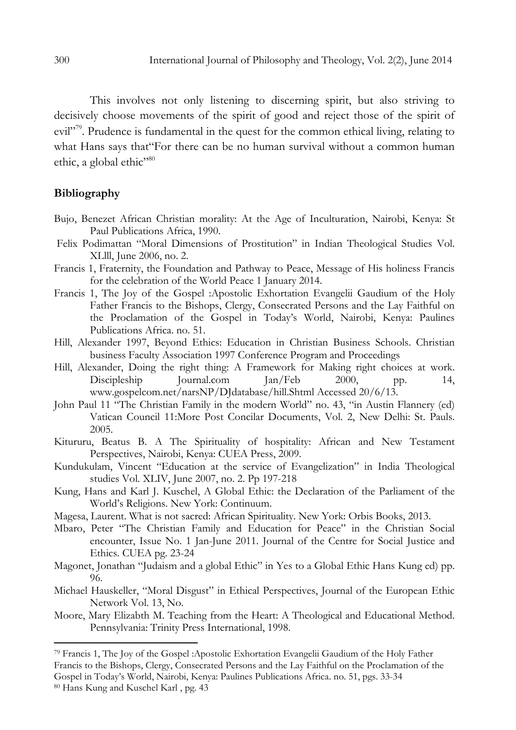This involves not only listening to discerning spirit, but also striving to decisively choose movements of the spirit of good and reject those of the spirit of evil"[79]. Prudence is fundamental in the quest for the common ethical living, relating to what Hans says that"For there can be no human survival without a common human ethic, a global ethic"[80]

## Bibliography

Bujo, Benezet African Christian morality: At the Age of Inculturation, Nairobi, Kenya: St Paul Publications Africa, 1990.

Felix Podimattan "Moral Dimensions of Prostitution" in Indian Theological Studies Vol. XLlll, June 2006, no. 2.

Francis 1, Fraternity, the Foundation and Pathway to Peace, Message of His holiness Francis for the celebration of the World Peace 1 January 2014.

Francis 1, The Joy of the Gospel :Apostolic Exhortation Evangelii Gaudium of the Holy Father Francis to the Bishops, Clergy, Consecrated Persons and the Lay Faithful on the Proclamation of the Gospel in Today's World, Nairobi, Kenya: Paulines Publications Africa. no. 51.

Hill, Alexander 1997, Beyond Ethics: Education in Christian Business Schools. Christian business Faculty Association 1997 Conference Program and Proceedings

Hill, Alexander, Doing the right thing: A Framework for Making right choices at work. Discipleship Journal.com Jan/Feb 2000, pp. 14, www.gospelcom.net/narsNP/DJdatabase/hill.Shtml Accessed 20/6/13.

John Paul 11 "The Christian Family in the modern World" no. 43, "in Austin Flannery (ed) Vatican Council 11:More Post Concilar Documents, Vol. 2, New Delhi: St. Pauls. 2005.

Kitururu, Beatus B. A The Spirituality of hospitality: African and New Testament Perspectives, Nairobi, Kenya: CUEA Press, 2009.

Kundukulam, Vincent "Education at the service of Evangelization" in India Theological studies Vol. XLIV, June 2007, no. 2. Pp 197-218

Kung, Hans and Karl J. Kuschel, A Global Ethic: the Declaration of the Parliament of the World's Religions. New York: Continuum.

Magesa, Laurent. What is not sacred: African Spirituality. New York: Orbis Books, 2013.

Mbaro, Peter "The Christian Family and Education for Peace" in the Christian Social encounter, Issue No. 1 Jan-June 2011. Journal of the Centre for Social Justice and Ethics. CUEA pg. 23-24

Magonet, Jonathan "Judaism and a global Ethic" in Yes to a Global Ethic Hans Kung ed) pp. 96.

Michael Hauskeller, "Moral Disgust" in Ethical Perspectives, Journal of the European Ethic Network Vol. 13, No.

Moore, Mary Elizabth M. Teaching from the Heart: A Theological and Educational Method. Pennsylvania: Trinity Press International, 1998.

---

[79] Francis 1, The Joy of the Gospel :Apostolic Exhortation Evangelii Gaudium of the Holy Father Francis to the Bishops, Clergy, Consecrated Persons and the Lay Faithful on the Proclamation of the Gospel in Today's World, Nairobi, Kenya: Paulines Publications Africa. no. 51, pgs. 33-34

[80] Hans Kung and Kuschel Karl , pg. 43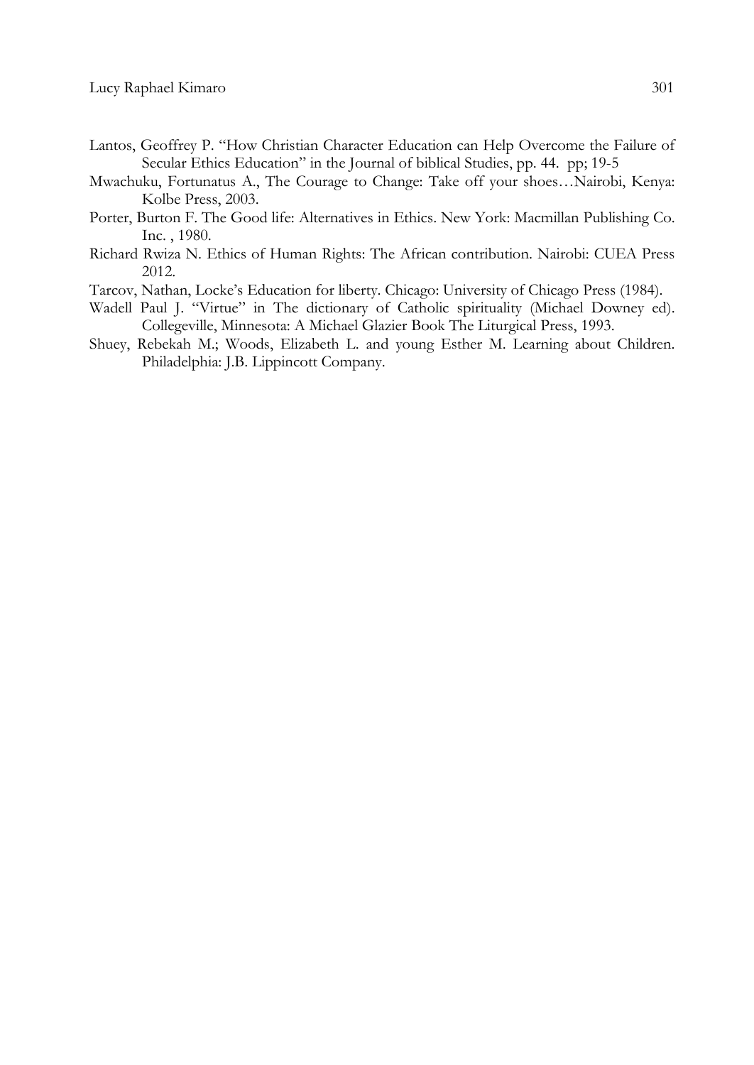Lantos, Geoffrey P. "How Christian Character Education can Help Overcome the Failure of Secular Ethics Education" in the Journal of biblical Studies, pp. 44. pp; 19-5

Mwachuku, Fortunatus A., The Courage to Change: Take off your shoes…Nairobi, Kenya: Kolbe Press, 2003.

Porter, Burton F. The Good life: Alternatives in Ethics. New York: Macmillan Publishing Co. Inc. , 1980.

Richard Rwiza N. Ethics of Human Rights: The African contribution. Nairobi: CUEA Press 2012.

Tarcov, Nathan, Locke's Education for liberty. Chicago: University of Chicago Press (1984).

Wadell Paul J. "Virtue" in The dictionary of Catholic spirituality (Michael Downey ed). Collegeville, Minnesota: A Michael Glazier Book The Liturgical Press, 1993.

Shuey, Rebekah M.; Woods, Elizabeth L. and young Esther M. Learning about Children. Philadelphia: J.B. Lippincott Company.